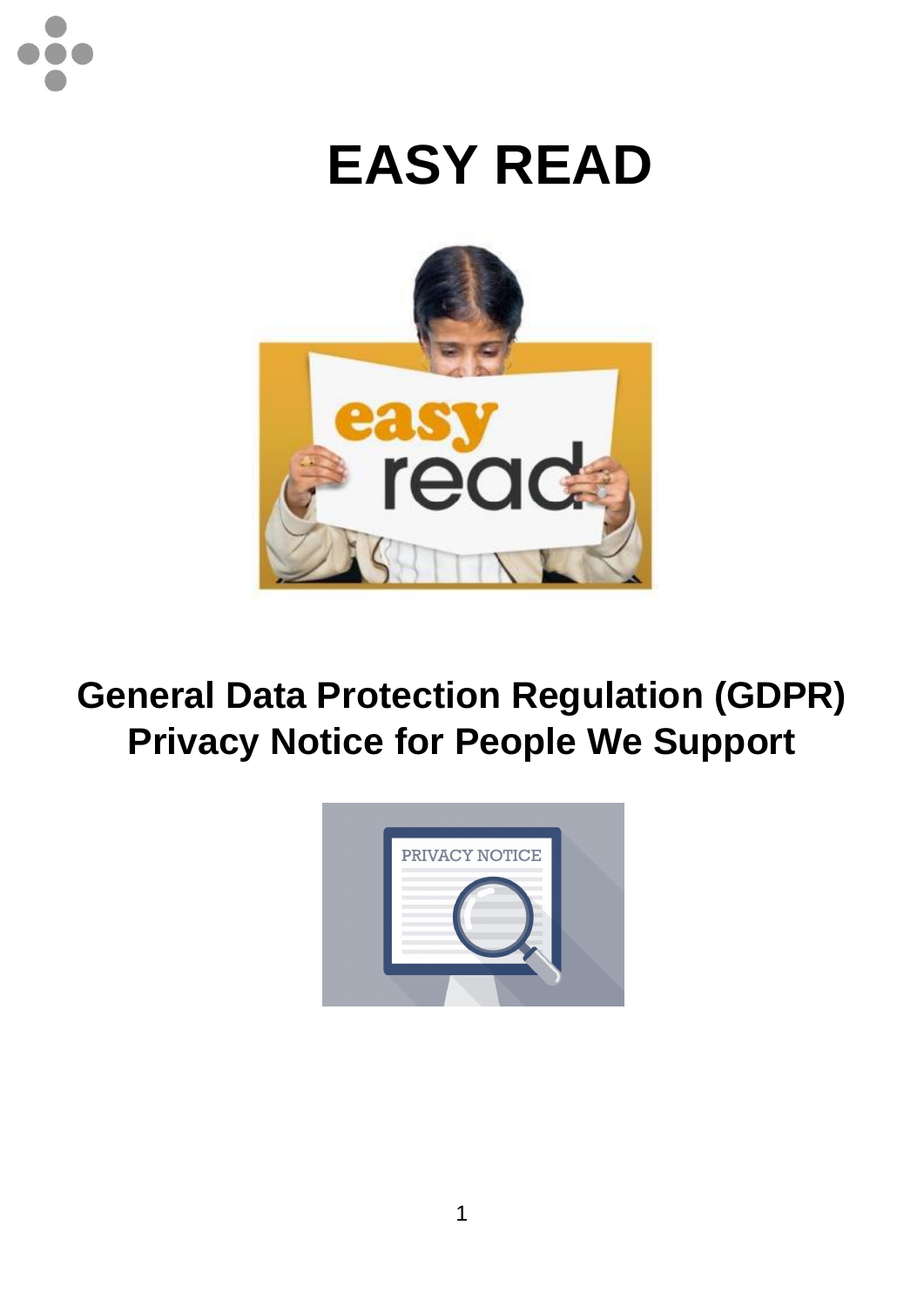# EASY READ

## General Data Protection Regulation (GDPR) Privacy Notice for People We Support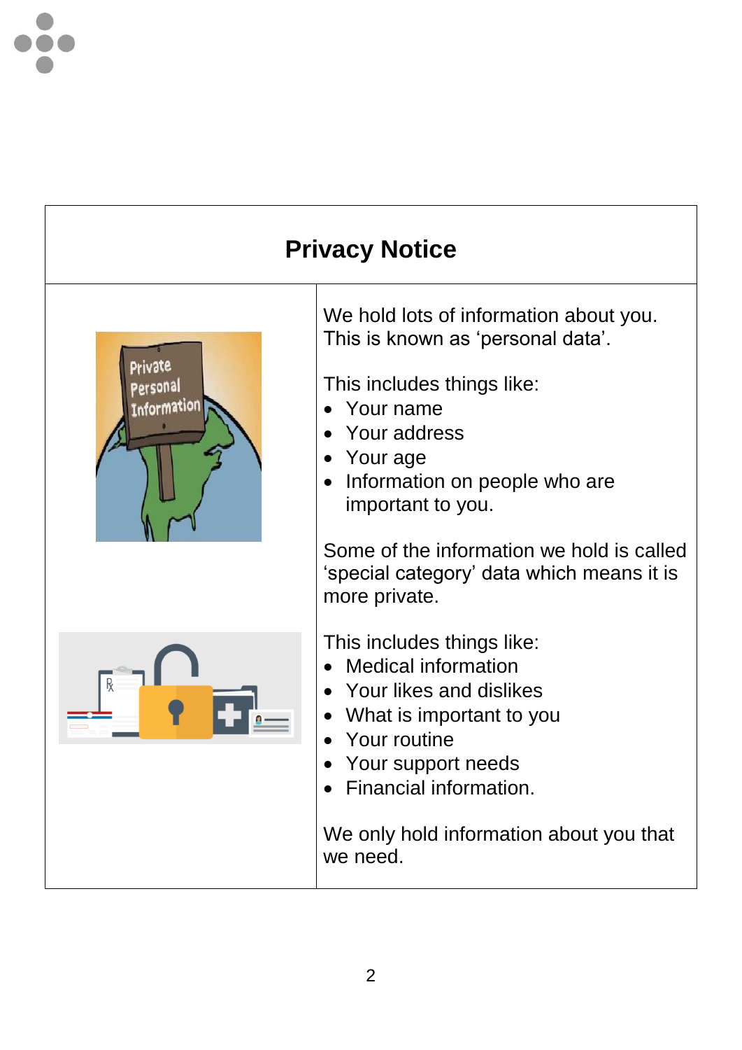# Privacy Notice

We hold lots of information about you. This is known as 'personal data'.

This includes things like:

- Your name
- Your address
- Your age
- Information on people who are important to you.

Some of the information we hold is called 'special category' data which means it is more private.

This includes things like:

- Medical information
- Your likes and dislikes
- What is important to you
- Your routine
- Your support needs
- Financial information.

We only hold information about you that we need.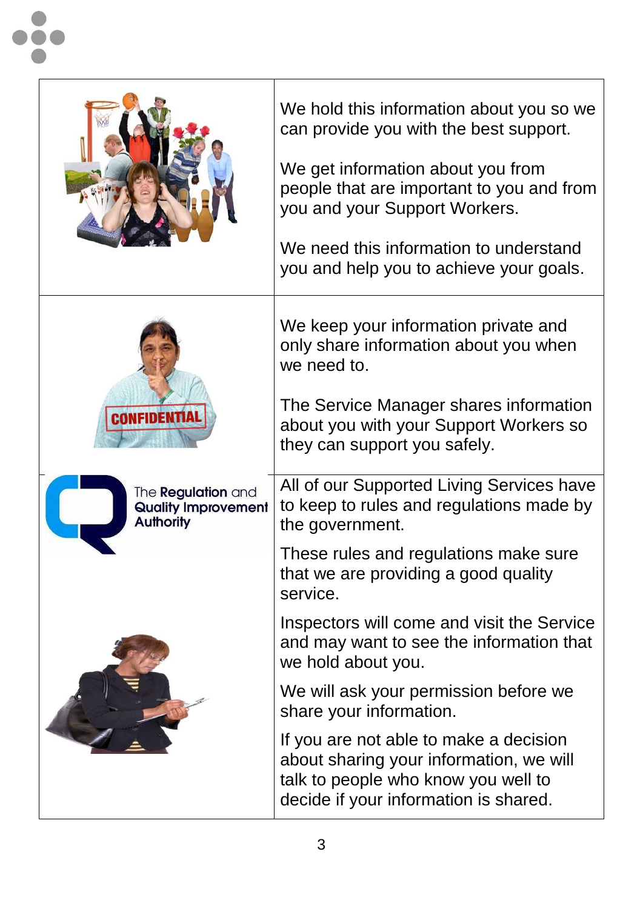| | |
|---|---|
| | We hold this information about you so we can provide you with the best support.<br><br>We get information about you from people that are important to you and from you and your Support Workers.<br><br>We need this information to understand you and help you to achieve your goals. |
| CONFIDENTIAL | We keep your information private and only share information about you when we need to.<br><br>The Service Manager shares information about you with your Support Workers so they can support you safely. |
| The Regulation and Quality Improvement Authority | All of our Supported Living Services have to keep to rules and regulations made by the government.<br><br>These rules and regulations make sure that we are providing a good quality service.<br><br>Inspectors will come and visit the Service and may want to see the information that we hold about you.<br><br>We will ask your permission before we share your information.<br><br>If you are not able to make a decision about sharing your information, we will talk to people who know you well to decide if your information is shared. |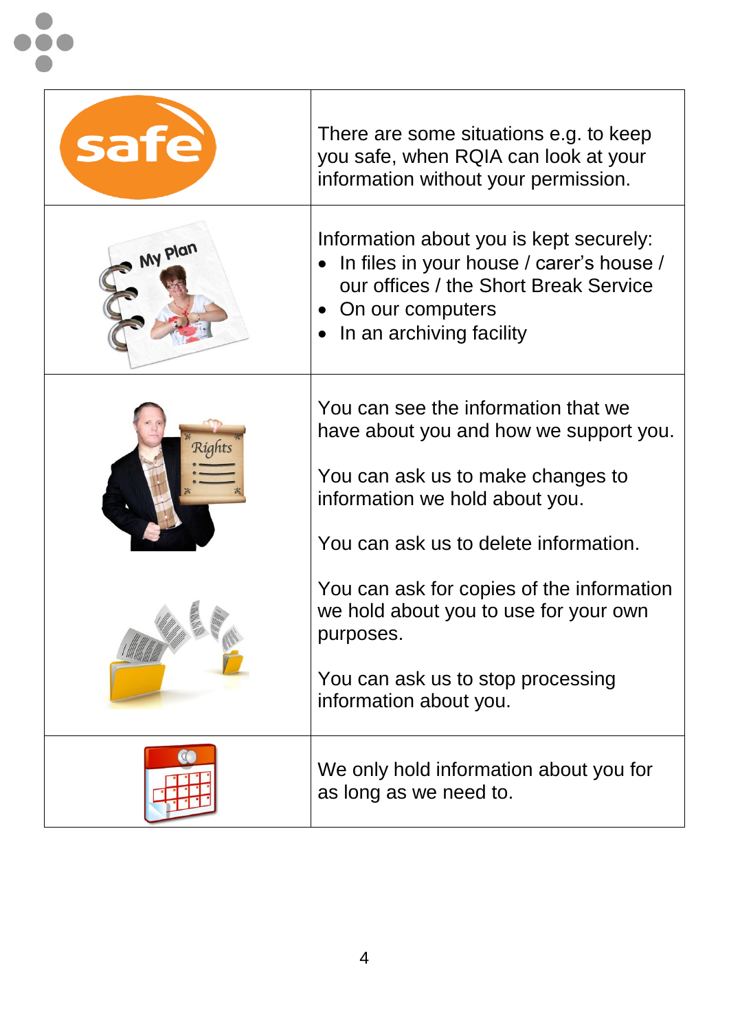There are some situations e.g. to keep you safe, when RQIA can look at your information without your permission.

Information about you is kept securely:

- In files in your house / carer's house / our offices / the Short Break Service
- On our computers
- In an archiving facility

You can see the information that we have about you and how we support you.

You can ask us to make changes to information we hold about you.

You can ask us to delete information.

You can ask for copies of the information we hold about you to use for your own purposes.

You can ask us to stop processing information about you.

We only hold information about you for as long as we need to.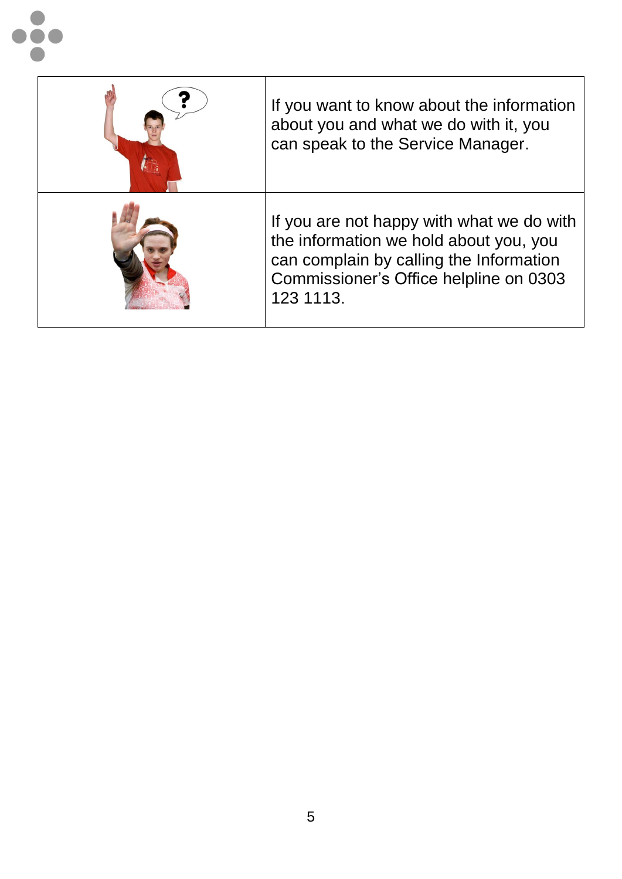| | |
|---|---|
| | If you want to know about the information about you and what we do with it, you can speak to the Service Manager. |
| | If you are not happy with what we do with the information we hold about you, you can complain by calling the Information Commissioner's Office helpline on 0303 123 1113. |